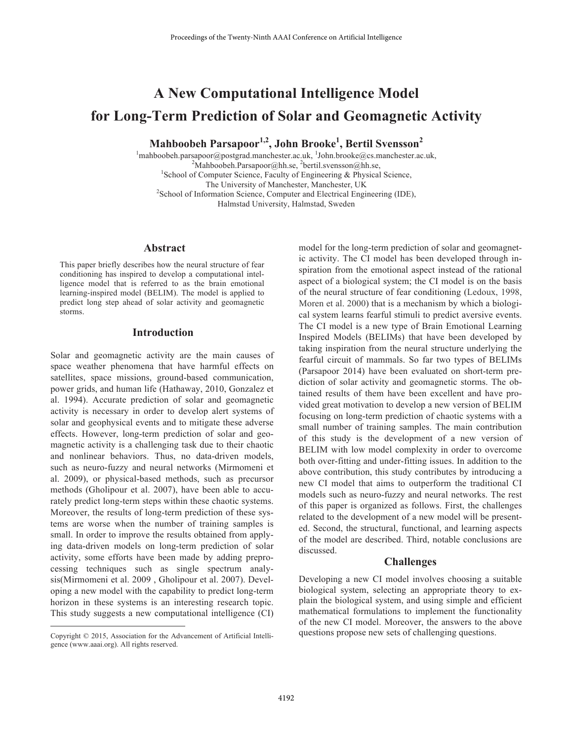# A New Computational Intelligence Model for Long-Term Prediction of Solar and Geomagnetic Activity

**Mahboobeh Parsapoor[1,2], John Brooke[1], Bertil Svensson[2]**

[1]mahboobeh.parsapoor@postgrad.manchester.ac.uk, [1]John.brooke@cs.manchester.ac.uk,
[2]Mahboobeh.Parsapoor@hh.se, [2]bertil.svensson@hh.se,
[1]School of Computer Science, Faculty of Engineering & Physical Science,
The University of Manchester, Manchester, UK
[2]School of Information Science, Computer and Electrical Engineering (IDE),
Halmstad University, Halmstad, Sweden

## Abstract

This paper briefly describes how the neural structure of fear conditioning has inspired to develop a computational intelligence model that is referred to as the brain emotional learning-inspired model (BELIM). The model is applied to predict long step ahead of solar activity and geomagnetic storms.

## Introduction

Solar and geomagnetic activity are the main causes of space weather phenomena that have harmful effects on satellites, space missions, ground-based communication, power grids, and human life (Hathaway, 2010, Gonzalez et al. 1994). Accurate prediction of solar and geomagnetic activity is necessary in order to develop alert systems of solar and geophysical events and to mitigate these adverse effects. However, long-term prediction of solar and geomagnetic activity is a challenging task due to their chaotic and nonlinear behaviors. Thus, no data-driven models, such as neuro-fuzzy and neural networks (Mirmomeni et al. 2009), or physical-based methods, such as precursor methods (Gholipour et al. 2007), have been able to accurately predict long-term steps within these chaotic systems. Moreover, the results of long-term prediction of these systems are worse when the number of training samples is small. In order to improve the results obtained from applying data-driven models on long-term prediction of solar activity, some efforts have been made by adding preprocessing techniques such as single spectrum analysis(Mirmomeni et al. 2009 , Gholipour et al. 2007). Developing a new model with the capability to predict long-term horizon in these systems is an interesting research topic. This study suggests a new computational intelligence (CI) model for the long-term prediction of solar and geomagnetic activity. The CI model has been developed through inspiration from the emotional aspect instead of the rational aspect of a biological system; the CI model is on the basis of the neural structure of fear conditioning (Ledoux, 1998, Moren et al. 2000) that is a mechanism by which a biological system learns fearful stimuli to predict aversive events. The CI model is a new type of Brain Emotional Learning Inspired Models (BELIMs) that have been developed by taking inspiration from the neural structure underlying the fearful circuit of mammals. So far two types of BELIMs (Parsapoor 2014) have been evaluated on short-term prediction of solar activity and geomagnetic storms. The obtained results of them have been excellent and have provided great motivation to develop a new version of BELIM focusing on long-term prediction of chaotic systems with a small number of training samples. The main contribution of this study is the development of a new version of BELIM with low model complexity in order to overcome both over-fitting and under-fitting issues. In addition to the above contribution, this study contributes by introducing a new CI model that aims to outperform the traditional CI models such as neuro-fuzzy and neural networks. The rest of this paper is organized as follows. First, the challenges related to the development of a new model will be presented. Second, the structural, functional, and learning aspects of the model are described. Third, notable conclusions are discussed.

## Challenges

Developing a new CI model involves choosing a suitable biological system, selecting an appropriate theory to explain the biological system, and using simple and efficient mathematical formulations to implement the functionality of the new CI model. Moreover, the answers to the above questions propose new sets of challenging questions.

Copyright © 2015, Association for the Advancement of Artificial Intelligence (www.aaai.org). All rights reserved.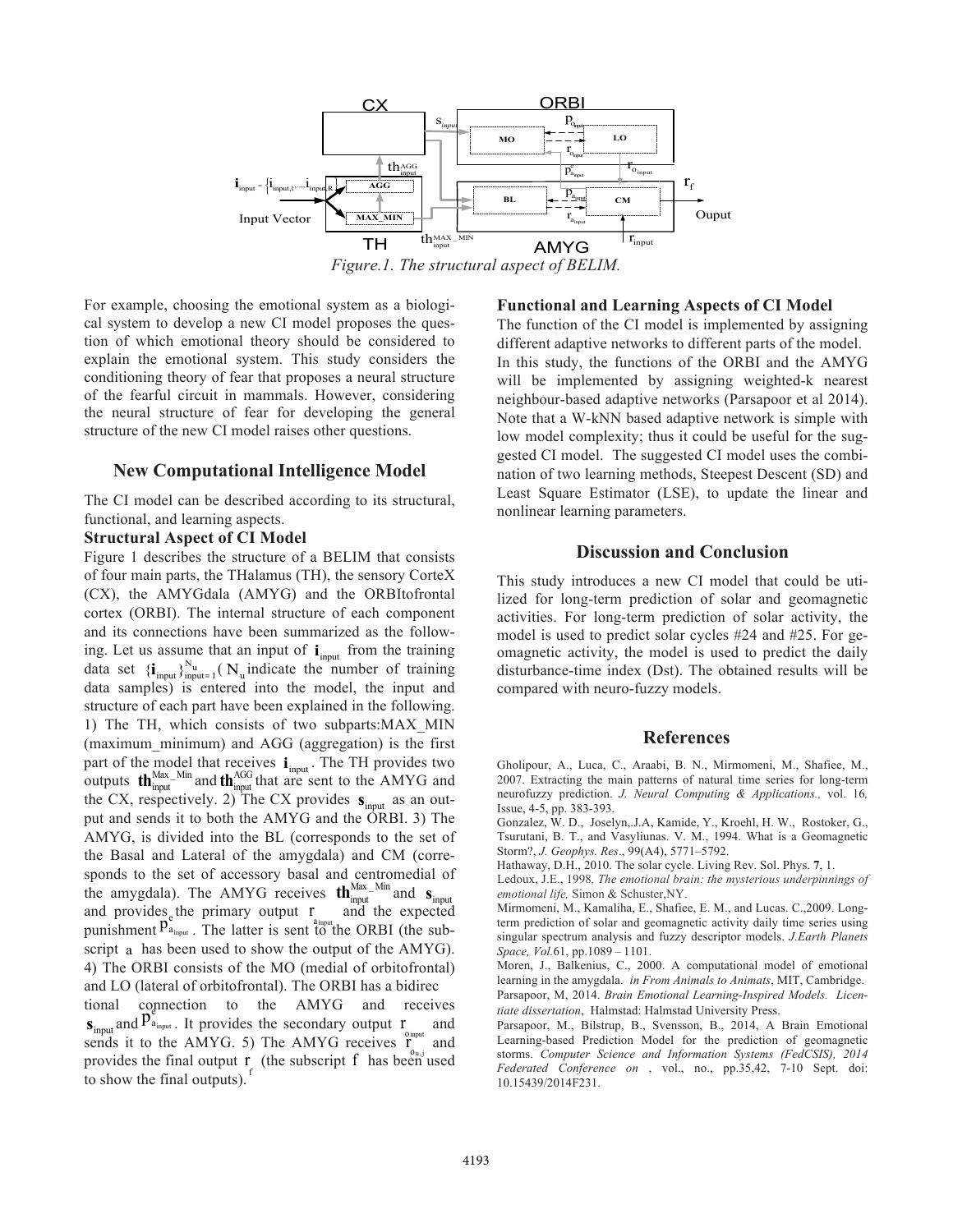CX

ORBI

AMYG

TH

$\mathbf{i}_{input} = \{i_{input,1}, \ldots, i_{input,R}\}$

Input Vector

AGG

MAX_MIN

$th^{AGG}_{input}$

$th^{MAX\_MIN}_{input}$

$s_{input}$

MO

LO

BL

CM

$p_{o_{input}}$

$r_{o_{input}}$

$p^e_{a_{input}}$

$p_{a_{input}}$

$r_{a_{input}}$

$r_{input}$

$r_f$

Ouput

*Figure.1. The structural aspect of BELIM.*

For example, choosing the emotional system as a biological system to develop a new CI model proposes the question of which emotional theory should be considered to explain the emotional system. This study considers the conditioning theory of fear that proposes a neural structure of the fearful circuit in mammals. However, considering the neural structure of fear for developing the general structure of the new CI model raises other questions.

## New Computational Intelligence Model

The CI model can be described according to its structural, functional, and learning aspects.

### Structural Aspect of CI Model

Figure 1 describes the structure of a BELIM that consists of four main parts, the THalamus (TH), the sensory CorteX (CX), the AMYGdala (AMYG) and the ORBItofrontal cortex (ORBI). The internal structure of each component and its connections have been summarized as the following. Let us assume that an input of $\mathbf{i}_{input}$ from the training data set $\{\mathbf{i}_{input}\}_{input=1}^{N_u}$ ( $N_u$ indicate the number of training data samples) is entered into the model, the input and structure of each part have been explained in the following. 1) The TH, which consists of two subparts:MAX_MIN (maximum_minimum) and AGG (aggregation) is the first part of the model that receives $\mathbf{i}_{input}$. The TH provides two outputs $\mathbf{th}^{Max\_Min}_{input}$ and $\mathbf{th}^{AGG}_{input}$ that are sent to the AMYG and the CX, respectively. 2) The CX provides $\mathbf{s}_{input}$ as an output and sends it to both the AMYG and the ORBI. 3) The AMYG, is divided into the BL (corresponds to the set of the Basal and Lateral of the amygdala) and CM (corresponds to the set of accessory basal and centromedial of the amygdala). The AMYG receives $\mathbf{th}^{Max\_Min}_{input}$ and $\mathbf{s}_{input}$ and provides the primary output $r_{a_{input}}$ and the expected punishment $p^e_{a_{input}}$. The latter is sent to the ORBI (the subscript a has been used to show the output of the AMYG). 4) The ORBI consists of the MO (medial of orbitofrontal) and LO (lateral of orbitofrontal). The ORBI has a bidirectional connection to the AMYG and receives $\mathbf{s}_{input}$ and $p^e_{a_{input}}$. It provides the secondary output $r_{o_{input}}$ and sends it to the AMYG. 5) The AMYG receives $r_{o_{u,j}}$ and provides the final output $r_f$ (the subscript f has been used to show the final outputs).

### Functional and Learning Aspects of CI Model

The function of the CI model is implemented by assigning different adaptive networks to different parts of the model. In this study, the functions of the ORBI and the AMYG will be implemented by assigning weighted-k nearest neighbour-based adaptive networks (Parsapoor et al 2014). Note that a W-kNN based adaptive network is simple with low model complexity; thus it could be useful for the suggested CI model. The suggested CI model uses the combination of two learning methods, Steepest Descent (SD) and Least Square Estimator (LSE), to update the linear and nonlinear learning parameters.

## Discussion and Conclusion

This study introduces a new CI model that could be utilized for long-term prediction of solar and geomagnetic activities. For long-term prediction of solar activity, the model is used to predict solar cycles #24 and #25. For geomagnetic activity, the model is used to predict the daily disturbance-time index (Dst). The obtained results will be compared with neuro-fuzzy models.

## References

Gholipour, A., Luca, C., Araabi, B. N., Mirmomeni, M., Shafiee, M., 2007. Extracting the main patterns of natural time series for long-term neurofuzzy prediction. *J. Neural Computing & Applications.,* vol. 16*,* Issue, 4-5, pp. 383-393.

Gonzalez, W. D., Joselyn,.J.A, Kamide, Y., Kroehl, H. W., Rostoker, G., Tsurutani, B. T., and Vasyliunas. V. M., 1994. What is a Geomagnetic Storm?, *J. Geophys. Res*., 99(A4), 5771–5792.

Hathaway, D.H., 2010. The solar cycle. Living Rev. Sol. Phys. **7**, 1.

Ledoux, J.E., 1998*, The emotional brain: the mysterious underpinnings of emotional life,* Simon & Schuster,NY.

Mirmomeni, M., Kamaliha, E., Shafiee, E. M., and Lucas. C.,2009. Long-term prediction of solar and geomagnetic activity daily time series using singular spectrum analysis and fuzzy descriptor models. *J.Earth Planets Space, Vol.*61, pp.1089 – 1101.

Moren, J., Balkenius, C., 2000. A computational model of emotional learning in the amygdala. *in From Animals to Animats*, MIT, Cambridge.

Parsapoor, M, 2014. *Brain Emotional Learning-Inspired Models. Licentiate dissertation*, Halmstad: Halmstad University Press.

Parsapoor, M., Bilstrup, B., Svensson, B., 2014, A Brain Emotional Learning-based Prediction Model for the prediction of geomagnetic storms. *Computer Science and Information Systems (FedCSIS), 2014 Federated Conference on* , vol., no., pp.35,42, 7-10 Sept. doi: 10.15439/2014F231.